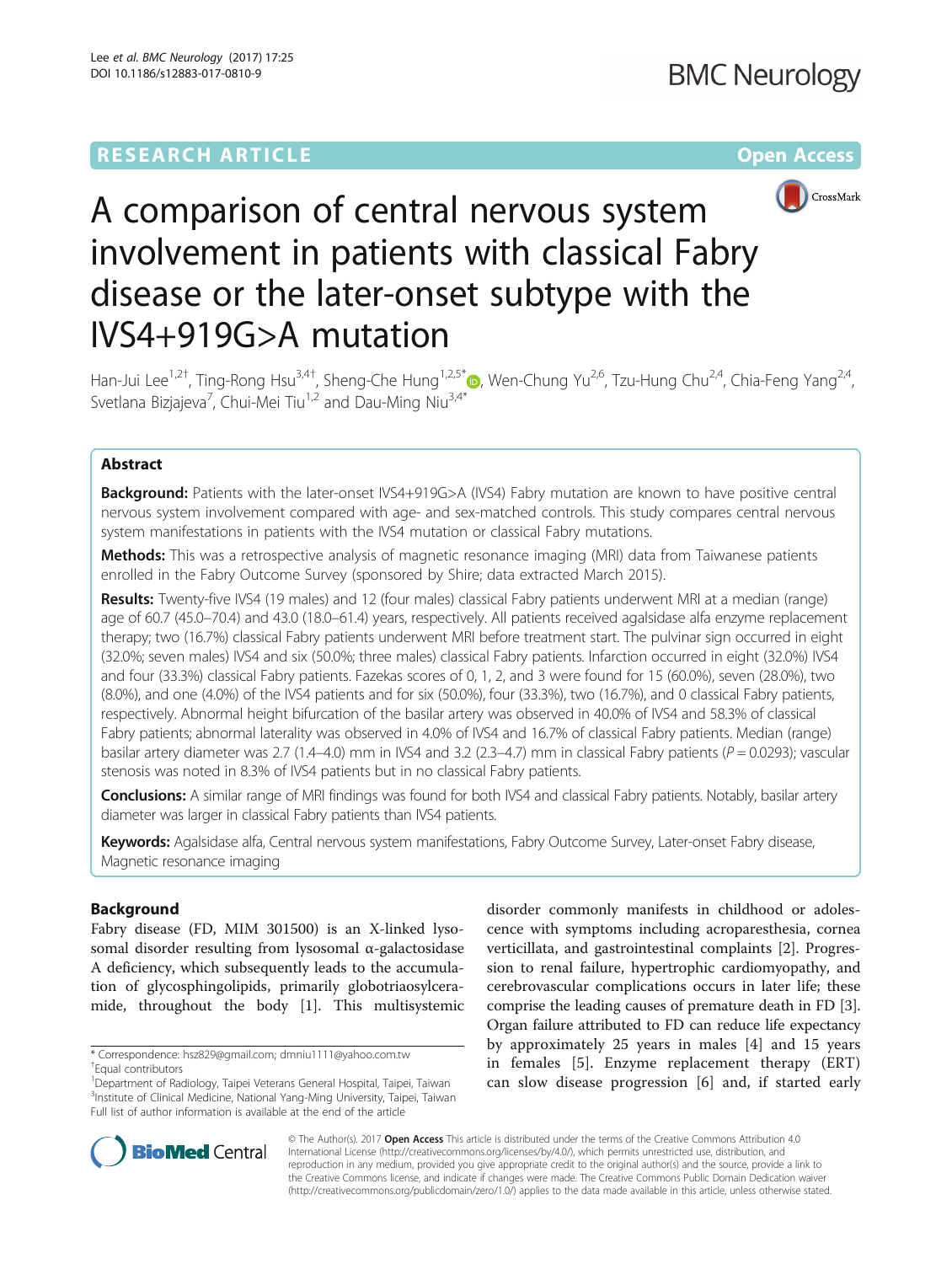# A comparison of central nervous system involvement in patients with classical Fabry disease or the later-onset subtype with the IVS4+919G>A mutation

Han-Jui Lee[1,2†], Ting-Rong Hsu[3,4†], Sheng-Che Hung[1,2,5*], Wen-Chung Yu[2,6], Tzu-Hung Chu[2,4], Chia-Feng Yang[2,4], Svetlana Bizjajeva[7], Chui-Mei Tiu[1,2] and Dau-Ming Niu[3,4*]

## Abstract

**Background:** Patients with the later-onset IVS4+919G>A (IVS4) Fabry mutation are known to have positive central nervous system involvement compared with age- and sex-matched controls. This study compares central nervous system manifestations in patients with the IVS4 mutation or classical Fabry mutations.

**Methods:** This was a retrospective analysis of magnetic resonance imaging (MRI) data from Taiwanese patients enrolled in the Fabry Outcome Survey (sponsored by Shire; data extracted March 2015).

**Results:** Twenty-five IVS4 (19 males) and 12 (four males) classical Fabry patients underwent MRI at a median (range) age of 60.7 (45.0–70.4) and 43.0 (18.0–61.4) years, respectively. All patients received agalsidase alfa enzyme replacement therapy; two (16.7%) classical Fabry patients underwent MRI before treatment start. The pulvinar sign occurred in eight (32.0%; seven males) IVS4 and six (50.0%; three males) classical Fabry patients. Infarction occurred in eight (32.0%) IVS4 and four (33.3%) classical Fabry patients. Fazekas scores of 0, 1, 2, and 3 were found for 15 (60.0%), seven (28.0%), two (8.0%), and one (4.0%) of the IVS4 patients and for six (50.0%), four (33.3%), two (16.7%), and 0 classical Fabry patients, respectively. Abnormal height bifurcation of the basilar artery was observed in 40.0% of IVS4 and 58.3% of classical Fabry patients; abnormal laterality was observed in 4.0% of IVS4 and 16.7% of classical Fabry patients. Median (range) basilar artery diameter was 2.7 (1.4–4.0) mm in IVS4 and 3.2 (2.3–4.7) mm in classical Fabry patients ($P = 0.0293$); vascular stenosis was noted in 8.3% of IVS4 patients but in no classical Fabry patients.

**Conclusions:** A similar range of MRI findings was found for both IVS4 and classical Fabry patients. Notably, basilar artery diameter was larger in classical Fabry patients than IVS4 patients.

**Keywords:** Agalsidase alfa, Central nervous system manifestations, Fabry Outcome Survey, Later-onset Fabry disease, Magnetic resonance imaging

## Background

Fabry disease (FD, MIM 301500) is an X-linked lysosomal disorder resulting from lysosomal α-galactosidase A deficiency, which subsequently leads to the accumulation of glycosphingolipids, primarily globotriaosylceramide, throughout the body [1]. This multisystemic disorder commonly manifests in childhood or adolescence with symptoms including acroparesthesia, cornea verticillata, and gastrointestinal complaints [2]. Progression to renal failure, hypertrophic cardiomyopathy, and cerebrovascular complications occurs in later life; these comprise the leading causes of premature death in FD [3]. Organ failure attributed to FD can reduce life expectancy by approximately 25 years in males [4] and 15 years in females [5]. Enzyme replacement therapy (ERT) can slow disease progression [6] and, if started early

\* Correspondence: hsz829@gmail.com; dmniu1111@yahoo.com.tw
†Equal contributors
[1]Department of Radiology, Taipei Veterans General Hospital, Taipei, Taiwan
[3]Institute of Clinical Medicine, National Yang-Ming University, Taipei, Taiwan
Full list of author information is available at the end of the article

© The Author(s). 2017 **Open Access** This article is distributed under the terms of the Creative Commons Attribution 4.0 International License (http://creativecommons.org/licenses/by/4.0/), which permits unrestricted use, distribution, and reproduction in any medium, provided you give appropriate credit to the original author(s) and the source, provide a link to the Creative Commons license, and indicate if changes were made. The Creative Commons Public Domain Dedication waiver (http://creativecommons.org/publicdomain/zero/1.0/) applies to the data made available in this article, unless otherwise stated.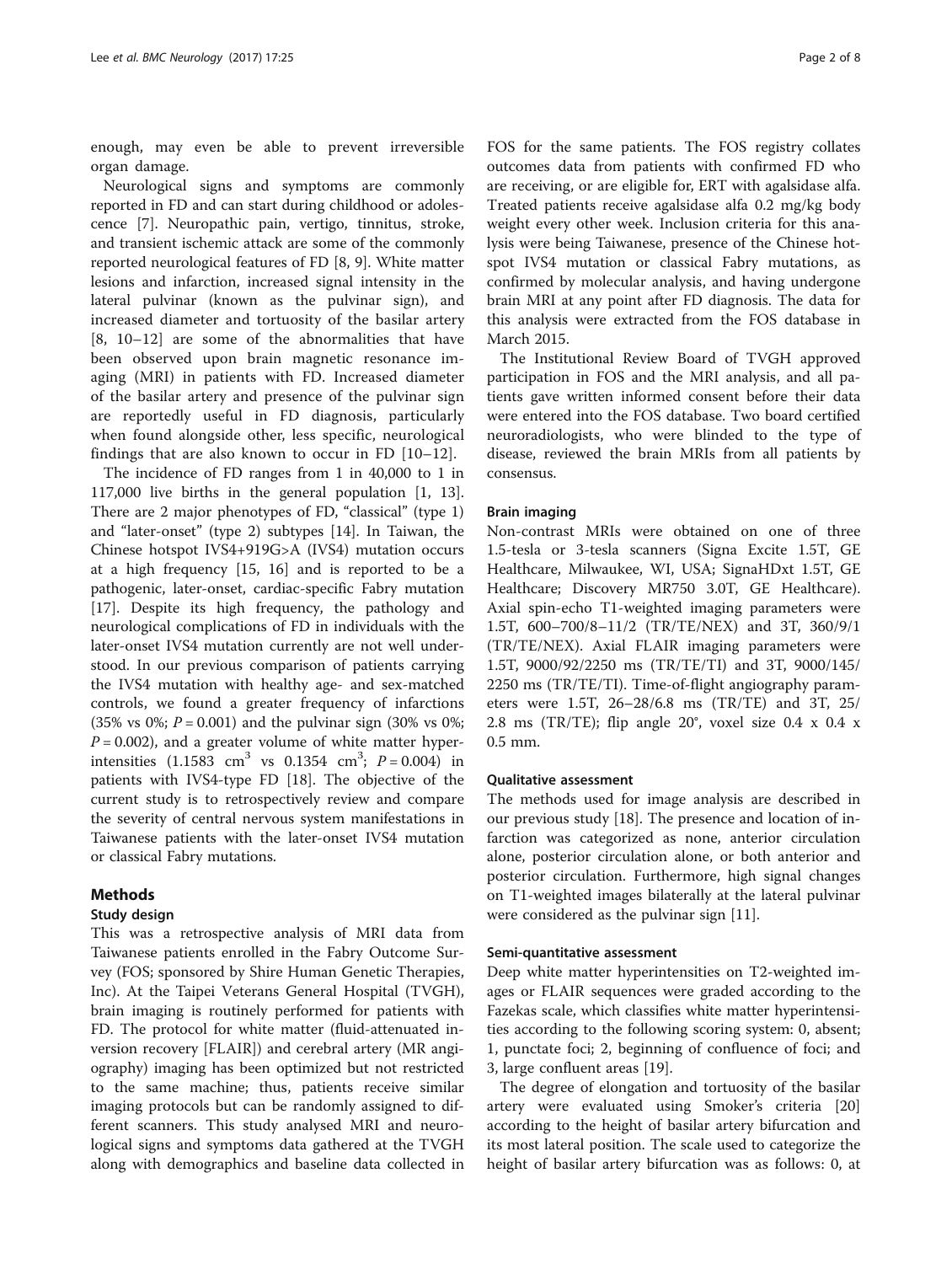enough, may even be able to prevent irreversible organ damage.

Neurological signs and symptoms are commonly reported in FD and can start during childhood or adolescence [7]. Neuropathic pain, vertigo, tinnitus, stroke, and transient ischemic attack are some of the commonly reported neurological features of FD [8, 9]. White matter lesions and infarction, increased signal intensity in the lateral pulvinar (known as the pulvinar sign), and increased diameter and tortuosity of the basilar artery [8, 10–12] are some of the abnormalities that have been observed upon brain magnetic resonance imaging (MRI) in patients with FD. Increased diameter of the basilar artery and presence of the pulvinar sign are reportedly useful in FD diagnosis, particularly when found alongside other, less specific, neurological findings that are also known to occur in FD [10–12].

The incidence of FD ranges from 1 in 40,000 to 1 in 117,000 live births in the general population [1, 13]. There are 2 major phenotypes of FD, "classical" (type 1) and "later-onset" (type 2) subtypes [14]. In Taiwan, the Chinese hotspot IVS4+919G>A (IVS4) mutation occurs at a high frequency [15, 16] and is reported to be a pathogenic, later-onset, cardiac-specific Fabry mutation [17]. Despite its high frequency, the pathology and neurological complications of FD in individuals with the later-onset IVS4 mutation currently are not well understood. In our previous comparison of patients carrying the IVS4 mutation with healthy age- and sex-matched controls, we found a greater frequency of infarctions (35% vs 0%; $P = 0.001$) and the pulvinar sign (30% vs 0%; $P = 0.002$), and a greater volume of white matter hyperintensities (1.1583 $cm^3$ vs 0.1354 $cm^3$; $P = 0.004$) in patients with IVS4-type FD [18]. The objective of the current study is to retrospectively review and compare the severity of central nervous system manifestations in Taiwanese patients with the later-onset IVS4 mutation or classical Fabry mutations.

## Methods

### Study design

This was a retrospective analysis of MRI data from Taiwanese patients enrolled in the Fabry Outcome Survey (FOS; sponsored by Shire Human Genetic Therapies, Inc). At the Taipei Veterans General Hospital (TVGH), brain imaging is routinely performed for patients with FD. The protocol for white matter (fluid-attenuated inversion recovery [FLAIR]) and cerebral artery (MR angiography) imaging has been optimized but not restricted to the same machine; thus, patients receive similar imaging protocols but can be randomly assigned to different scanners. This study analysed MRI and neurological signs and symptoms data gathered at the TVGH along with demographics and baseline data collected in FOS for the same patients. The FOS registry collates outcomes data from patients with confirmed FD who are receiving, or are eligible for, ERT with agalsidase alfa. Treated patients receive agalsidase alfa 0.2 mg/kg body weight every other week. Inclusion criteria for this analysis were being Taiwanese, presence of the Chinese hotspot IVS4 mutation or classical Fabry mutations, as confirmed by molecular analysis, and having undergone brain MRI at any point after FD diagnosis. The data for this analysis were extracted from the FOS database in March 2015.

The Institutional Review Board of TVGH approved participation in FOS and the MRI analysis, and all patients gave written informed consent before their data were entered into the FOS database. Two board certified neuroradiologists, who were blinded to the type of disease, reviewed the brain MRIs from all patients by consensus.

### Brain imaging

Non-contrast MRIs were obtained on one of three 1.5-tesla or 3-tesla scanners (Signa Excite 1.5T, GE Healthcare, Milwaukee, WI, USA; SignaHDxt 1.5T, GE Healthcare; Discovery MR750 3.0T, GE Healthcare). Axial spin-echo T1-weighted imaging parameters were 1.5T, 600–700/8–11/2 (TR/TE/NEX) and 3T, 360/9/1 (TR/TE/NEX). Axial FLAIR imaging parameters were 1.5T, 9000/92/2250 ms (TR/TE/TI) and 3T, 9000/145/2250 ms (TR/TE/TI). Time-of-flight angiography parameters were 1.5T, 26–28/6.8 ms (TR/TE) and 3T, 25/2.8 ms (TR/TE); flip angle 20°, voxel size 0.4 x 0.4 x 0.5 mm.

### Qualitative assessment

The methods used for image analysis are described in our previous study [18]. The presence and location of infarction was categorized as none, anterior circulation alone, posterior circulation alone, or both anterior and posterior circulation. Furthermore, high signal changes on T1-weighted images bilaterally at the lateral pulvinar were considered as the pulvinar sign [11].

### Semi-quantitative assessment

Deep white matter hyperintensities on T2-weighted images or FLAIR sequences were graded according to the Fazekas scale, which classifies white matter hyperintensities according to the following scoring system: 0, absent; 1, punctate foci; 2, beginning of confluence of foci; and 3, large confluent areas [19].

The degree of elongation and tortuosity of the basilar artery were evaluated using Smoker's criteria [20] according to the height of basilar artery bifurcation and its most lateral position. The scale used to categorize the height of basilar artery bifurcation was as follows: 0, at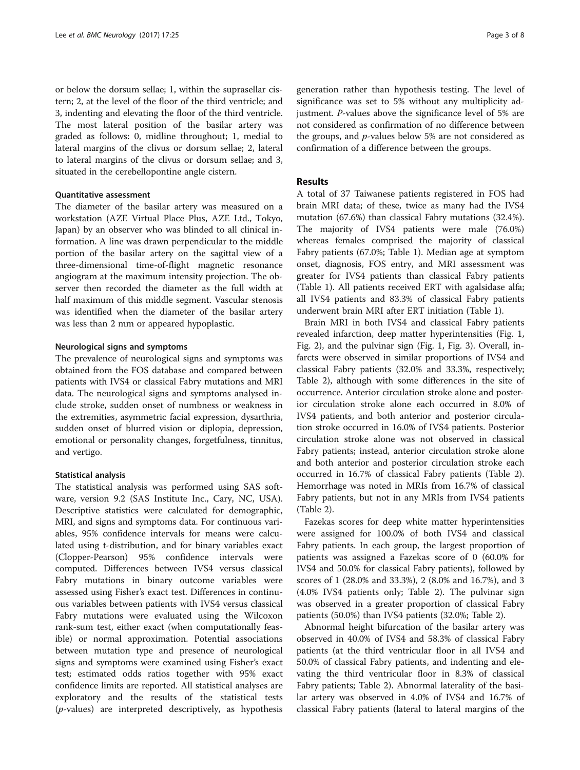or below the dorsum sellae; 1, within the suprasellar cistern; 2, at the level of the floor of the third ventricle; and 3, indenting and elevating the floor of the third ventricle. The most lateral position of the basilar artery was graded as follows: 0, midline throughout; 1, medial to lateral margins of the clivus or dorsum sellae; 2, lateral to lateral margins of the clivus or dorsum sellae; and 3, situated in the cerebellopontine angle cistern.

#### Quantitative assessment

The diameter of the basilar artery was measured on a workstation (AZE Virtual Place Plus, AZE Ltd., Tokyo, Japan) by an observer who was blinded to all clinical information. A line was drawn perpendicular to the middle portion of the basilar artery on the sagittal view of a three-dimensional time-of-flight magnetic resonance angiogram at the maximum intensity projection. The observer then recorded the diameter as the full width at half maximum of this middle segment. Vascular stenosis was identified when the diameter of the basilar artery was less than 2 mm or appeared hypoplastic.

#### Neurological signs and symptoms

The prevalence of neurological signs and symptoms was obtained from the FOS database and compared between patients with IVS4 or classical Fabry mutations and MRI data. The neurological signs and symptoms analysed include stroke, sudden onset of numbness or weakness in the extremities, asymmetric facial expression, dysarthria, sudden onset of blurred vision or diplopia, depression, emotional or personality changes, forgetfulness, tinnitus, and vertigo.

#### Statistical analysis

The statistical analysis was performed using SAS software, version 9.2 (SAS Institute Inc., Cary, NC, USA). Descriptive statistics were calculated for demographic, MRI, and signs and symptoms data. For continuous variables, 95% confidence intervals for means were calculated using t-distribution, and for binary variables exact (Clopper-Pearson) 95% confidence intervals were computed. Differences between IVS4 versus classical Fabry mutations in binary outcome variables were assessed using Fisher's exact test. Differences in continuous variables between patients with IVS4 versus classical Fabry mutations were evaluated using the Wilcoxon rank-sum test, either exact (when computationally feasible) or normal approximation. Potential associations between mutation type and presence of neurological signs and symptoms were examined using Fisher's exact test; estimated odds ratios together with 95% exact confidence limits are reported. All statistical analyses are exploratory and the results of the statistical tests ($p$-values) are interpreted descriptively, as hypothesis generation rather than hypothesis testing. The level of significance was set to 5% without any multiplicity adjustment. $P$-values above the significance level of 5% are not considered as confirmation of no difference between the groups, and $p$-values below 5% are not considered as confirmation of a difference between the groups.

## Results

A total of 37 Taiwanese patients registered in FOS had brain MRI data; of these, twice as many had the IVS4 mutation (67.6%) than classical Fabry mutations (32.4%). The majority of IVS4 patients were male (76.0%) whereas females comprised the majority of classical Fabry patients (67.0%; Table 1). Median age at symptom onset, diagnosis, FOS entry, and MRI assessment was greater for IVS4 patients than classical Fabry patients (Table 1). All patients received ERT with agalsidase alfa; all IVS4 patients and 83.3% of classical Fabry patients underwent brain MRI after ERT initiation (Table 1).

Brain MRI in both IVS4 and classical Fabry patients revealed infarction, deep matter hyperintensities (Fig. 1, Fig. 2), and the pulvinar sign (Fig. 1, Fig. 3). Overall, infarcts were observed in similar proportions of IVS4 and classical Fabry patients (32.0% and 33.3%, respectively; Table 2), although with some differences in the site of occurrence. Anterior circulation stroke alone and posterior circulation stroke alone each occurred in 8.0% of IVS4 patients, and both anterior and posterior circulation stroke occurred in 16.0% of IVS4 patients. Posterior circulation stroke alone was not observed in classical Fabry patients; instead, anterior circulation stroke alone and both anterior and posterior circulation stroke each occurred in 16.7% of classical Fabry patients (Table 2). Hemorrhage was noted in MRIs from 16.7% of classical Fabry patients, but not in any MRIs from IVS4 patients (Table 2).

Fazekas scores for deep white matter hyperintensities were assigned for 100.0% of both IVS4 and classical Fabry patients. In each group, the largest proportion of patients was assigned a Fazekas score of 0 (60.0% for IVS4 and 50.0% for classical Fabry patients), followed by scores of 1 (28.0% and 33.3%), 2 (8.0% and 16.7%), and 3 (4.0% IVS4 patients only; Table 2). The pulvinar sign was observed in a greater proportion of classical Fabry patients (50.0%) than IVS4 patients (32.0%; Table 2).

Abnormal height bifurcation of the basilar artery was observed in 40.0% of IVS4 and 58.3% of classical Fabry patients (at the third ventricular floor in all IVS4 and 50.0% of classical Fabry patients, and indenting and elevating the third ventricular floor in 8.3% of classical Fabry patients; Table 2). Abnormal laterality of the basilar artery was observed in 4.0% of IVS4 and 16.7% of classical Fabry patients (lateral to lateral margins of the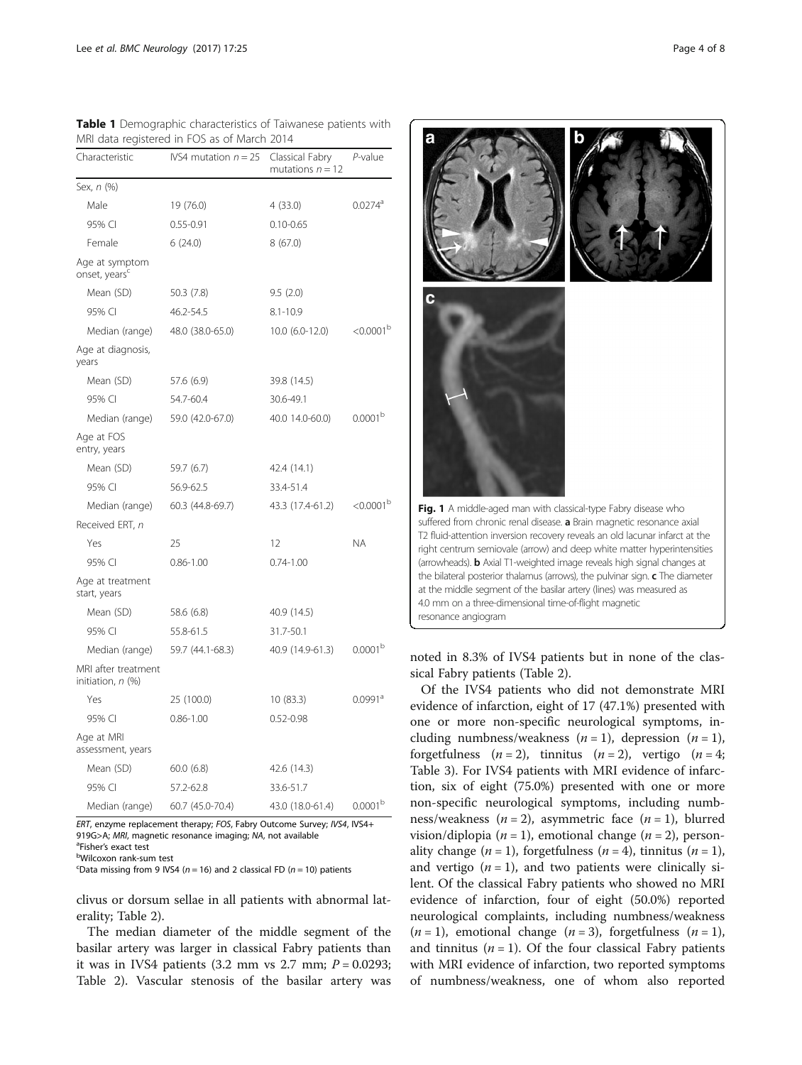**Table 1** Demographic characteristics of Taiwanese patients with MRI data registered in FOS as of March 2014

| Characteristic | IVS4 mutation $n = 25$ | Classical Fabry mutations $n = 12$ | *P*-value |
|---|---|---|---|
| Sex, *n* (%) | | | |
| Male | 19 (76.0) | 4 (33.0) | 0.0274[a] |
| 95% CI | 0.55-0.91 | 0.10-0.65 | |
| Female | 6 (24.0) | 8 (67.0) | |
| Age at symptom onset, years[c] | | | |
| Mean (SD) | 50.3 (7.8) | 9.5 (2.0) | |
| 95% CI | 46.2-54.5 | 8.1-10.9 | |
| Median (range) | 48.0 (38.0-65.0) | 10.0 (6.0-12.0) | <0.0001[b] |
| Age at diagnosis, years | | | |
| Mean (SD) | 57.6 (6.9) | 39.8 (14.5) | |
| 95% CI | 54.7-60.4 | 30.6-49.1 | |
| Median (range) | 59.0 (42.0-67.0) | 40.0 14.0-60.0) | 0.0001[b] |
| Age at FOS entry, years | | | |
| Mean (SD) | 59.7 (6.7) | 42.4 (14.1) | |
| 95% CI | 56.9-62.5 | 33.4-51.4 | |
| Median (range) | 60.3 (44.8-69.7) | 43.3 (17.4-61.2) | <0.0001[b] |
| Received ERT, *n* | | | |
| Yes | 25 | 12 | NA |
| 95% CI | 0.86-1.00 | 0.74-1.00 | |
| Age at treatment start, years | | | |
| Mean (SD) | 58.6 (6.8) | 40.9 (14.5) | |
| 95% CI | 55.8-61.5 | 31.7-50.1 | |
| Median (range) | 59.7 (44.1-68.3) | 40.9 (14.9-61.3) | 0.0001[b] |
| MRI after treatment initiation, *n* (%) | | | |
| Yes | 25 (100.0) | 10 (83.3) | 0.0991[a] |
| 95% CI | 0.86-1.00 | 0.52-0.98 | |
| Age at MRI assessment, years | | | |
| Mean (SD) | 60.0 (6.8) | 42.6 (14.3) | |
| 95% CI | 57.2-62.8 | 33.6-51.7 | |
| Median (range) | 60.7 (45.0-70.4) | 43.0 (18.0-61.4) | 0.0001[b] |

*ERT*, enzyme replacement therapy; *FOS*, Fabry Outcome Survey; *IVS4*, IVS4+ 919G>A; *MRI*, magnetic resonance imaging; *NA*, not available
[a]Fisher's exact test
[b]Wilcoxon rank-sum test
[c]Data missing from 9 IVS4 ($n = 16$) and 2 classical FD ($n = 10$) patients

clivus or dorsum sellae in all patients with abnormal laterality; Table 2).

The median diameter of the middle segment of the basilar artery was larger in classical Fabry patients than it was in IVS4 patients (3.2 mm vs 2.7 mm; $P = 0.0293$; Table 2). Vascular stenosis of the basilar artery was noted in 8.3% of IVS4 patients but in none of the classical Fabry patients (Table 2).

**Fig. 1** A middle-aged man with classical-type Fabry disease who suffered from chronic renal disease. **a** Brain magnetic resonance axial T2 fluid-attention inversion recovery reveals an old lacunar infarct at the right centrum semiovale (arrow) and deep white matter hyperintensities (arrowheads). **b** Axial T1-weighted image reveals high signal changes at the bilateral posterior thalamus (arrows), the pulvinar sign. **c** The diameter at the middle segment of the basilar artery (lines) was measured as 4.0 mm on a three-dimensional time-of-flight magnetic resonance angiogram

Of the IVS4 patients who did not demonstrate MRI evidence of infarction, eight of 17 (47.1%) presented with one or more non-specific neurological symptoms, including numbness/weakness ($n = 1$), depression ($n = 1$), forgetfulness ($n = 2$), tinnitus ($n = 2$), vertigo ($n = 4$; Table 3). For IVS4 patients with MRI evidence of infarction, six of eight (75.0%) presented with one or more non-specific neurological symptoms, including numbness/weakness ($n = 2$), asymmetric face ($n = 1$), blurred vision/diplopia ($n = 1$), emotional change ($n = 2$), personality change ($n = 1$), forgetfulness ($n = 4$), tinnitus ($n = 1$), and vertigo ($n = 1$), and two patients were clinically silent. Of the classical Fabry patients who showed no MRI evidence of infarction, four of eight (50.0%) reported neurological complaints, including numbness/weakness ($n = 1$), emotional change ($n = 3$), forgetfulness ($n = 1$), and tinnitus ($n = 1$). Of the four classical Fabry patients with MRI evidence of infarction, two reported symptoms of numbness/weakness, one of whom also reported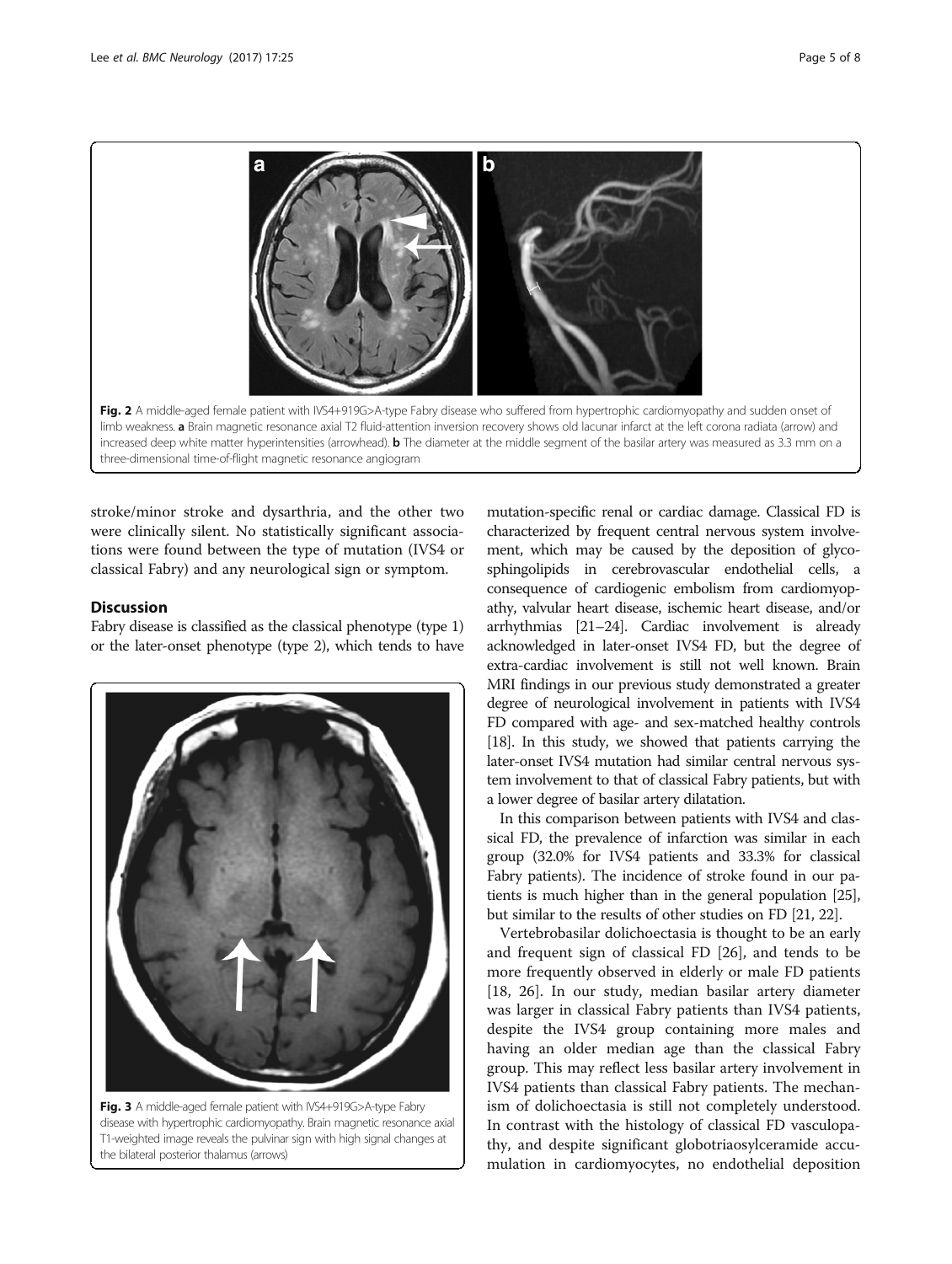**Fig. 2** A middle-aged female patient with IVS4+919G>A-type Fabry disease who suffered from hypertrophic cardiomyopathy and sudden onset of limb weakness. **a** Brain magnetic resonance axial T2 fluid-attention inversion recovery shows old lacunar infarct at the left corona radiata (arrow) and increased deep white matter hyperintensities (arrowhead). **b** The diameter at the middle segment of the basilar artery was measured as 3.3 mm on a three-dimensional time-of-flight magnetic resonance angiogram

stroke/minor stroke and dysarthria, and the other two were clinically silent. No statistically significant associations were found between the type of mutation (IVS4 or classical Fabry) and any neurological sign or symptom.

## Discussion

Fabry disease is classified as the classical phenotype (type 1) or the later-onset phenotype (type 2), which tends to have mutation-specific renal or cardiac damage. Classical FD is characterized by frequent central nervous system involvement, which may be caused by the deposition of glycosphingolipids in cerebrovascular endothelial cells, a consequence of cardiogenic embolism from cardiomyopathy, valvular heart disease, ischemic heart disease, and/or arrhythmias [21–24]. Cardiac involvement is already acknowledged in later-onset IVS4 FD, but the degree of extra-cardiac involvement is still not well known. Brain MRI findings in our previous study demonstrated a greater degree of neurological involvement in patients with IVS4 FD compared with age- and sex-matched healthy controls [18]. In this study, we showed that patients carrying the later-onset IVS4 mutation had similar central nervous system involvement to that of classical Fabry patients, but with a lower degree of basilar artery dilatation.

In this comparison between patients with IVS4 and classical FD, the prevalence of infarction was similar in each group (32.0% for IVS4 patients and 33.3% for classical Fabry patients). The incidence of stroke found in our patients is much higher than in the general population [25], but similar to the results of other studies on FD [21, 22].

Vertebrobasilar dolichoectasia is thought to be an early and frequent sign of classical FD [26], and tends to be more frequently observed in elderly or male FD patients [18, 26]. In our study, median basilar artery diameter was larger in classical Fabry patients than IVS4 patients, despite the IVS4 group containing more males and having an older median age than the classical Fabry group. This may reflect less basilar artery involvement in IVS4 patients than classical Fabry patients. The mechanism of dolichoectasia is still not completely understood. In contrast with the histology of classical FD vasculopathy, and despite significant globotriaosylceramide accumulation in cardiomyocytes, no endothelial deposition

**Fig. 3** A middle-aged female patient with IVS4+919G>A-type Fabry disease with hypertrophic cardiomyopathy. Brain magnetic resonance axial T1-weighted image reveals the pulvinar sign with high signal changes at the bilateral posterior thalamus (arrows)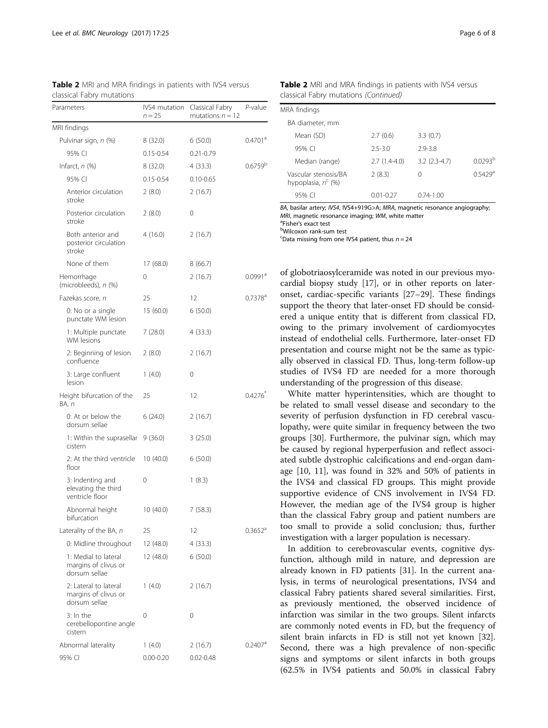**Table 2** MRI and MRA findings in patients with IVS4 versus classical Fabry mutations

| Parameters | IVS4 mutation $n = 25$ | Classical Fabry mutations $n = 12$ | P-value |
|---|---|---|---|
| MRI findings | | | |
| Pulvinar sign, n (%) | 8 (32.0) | 6 (50.0) | 0.4701[a] |
| 95% CI | 0.15-0.54 | 0.21-0.79 | |
| Infarct, n (%) | 8 (32.0) | 4 (33.3) | 0.6759[b] |
| 95% CI | 0.15-0.54 | 0.10-0.65 | |
| Anterior circulation stroke | 2 (8.0) | 2 (16.7) | |
| Posterior circulation stroke | 2 (8.0) | 0 | |
| Both anterior and posterior circulation stroke | 4 (16.0) | 2 (16.7) | |
| None of them | 17 (68.0) | 8 (66.7) | |
| Hemorrhage (microbleeds), n (%) | 0 | 2 (16.7) | 0.0991[a] |
| Fazekas score, n | 25 | 12 | 0.7378[a] |
| 0: No or a single punctate WM lesion | 15 (60.0) | 6 (50.0) | |
| 1: Multiple punctate WM lesions | 7 (28.0) | 4 (33.3) | |
| 2: Beginning of lesion confluence | 2 (8.0) | 2 (16.7) | |
| 3: Large confluent lesion | 1 (4.0) | 0 | |
| Height bifurcation of the BA, n | 25 | 12 | 0.4276* |
| 0: At or below the dorsum sellae | 6 (24.0) | 2 (16.7) | |
| 1: Within the suprasellar cistern | 9 (36.0) | 3 (25.0) | |
| 2: At the third ventricle floor | 10 (40.0) | 6 (50.0) | |
| 3: Indenting and elevating the third ventricle floor | 0 | 1 (8.3) | |
| Abnormal height bifurcation | 10 (40.0) | 7 (58.3) | |
| Laterality of the BA, n | 25 | 12 | 0.3652[a] |
| 0: Midline throughout | 12 (48.0) | 4 (33.3) | |
| 1: Medial to lateral margins of clivus or dorsum sellae | 12 (48.0) | 6 (50.0) | |
| 2: Lateral to lateral margins of clivus or dorsum sellae | 1 (4.0) | 2 (16.7) | |
| 3: In the cerebellopontine angle cistern | 0 | 0 | |
| Abnormal laterality | 1 (4.0) | 2 (16.7) | 0.2407[a] |
| 95% CI | 0.00-0.20 | 0.02-0.48 | |
| MRA findings | | | |
| BA diameter, mm | | | |
| Mean (SD) | 2.7 (0.6) | 3.3 (0.7) | |
| 95% CI | 2.5-3.0 | 2.9-3.8 | |
| Median (range) | 2.7 (1.4-4.0) | 3.2 (2.3-4.7) | 0.0293[b] |
| Vascular stenosis/BA hypoplasia, n[c] (%) | 2 (8.3) | 0 | 0.5429[a] |
| 95% CI | 0.01-0.27 | 0.74-1.00 | |

*BA*, basilar artery; *IVS4*, IVS4+919G>A; *MRA*, magnetic resonance angiography; *MRI*, magnetic resonance imaging; *WM*, white matter
[a]Fisher's exact test
[b]Wilcoxon rank-sum test
[c]Data missing from one IVS4 patient, thus $n = 24$

of globotriaosylceramide was noted in our previous myocardial biopsy study [17], or in other reports on later-onset, cardiac-specific variants [27–29]. These findings support the theory that later-onset FD should be considered a unique entity that is different from classical FD, owing to the primary involvement of cardiomyocytes instead of endothelial cells. Furthermore, later-onset FD presentation and course might not be the same as typically observed in classical FD. Thus, long-term follow-up studies of IVS4 FD are needed for a more thorough understanding of the progression of this disease.

White matter hyperintensities, which are thought to be related to small vessel disease and secondary to the severity of perfusion dysfunction in FD cerebral vasculopathy, were quite similar in frequency between the two groups [30]. Furthermore, the pulvinar sign, which may be caused by regional hyperperfusion and reflect associated subtle dystrophic calcifications and end-organ damage [10, 11], was found in 32% and 50% of patients in the IVS4 and classical FD groups. This might provide supportive evidence of CNS involvement in IVS4 FD. However, the median age of the IVS4 group is higher than the classical Fabry group and patient numbers are too small to provide a solid conclusion; thus, further investigation with a larger population is necessary.

In addition to cerebrovascular events, cognitive dysfunction, although mild in nature, and depression are already known in FD patients [31]. In the current analysis, in terms of neurological presentations, IVS4 and classical Fabry patients shared several similarities. First, as previously mentioned, the observed incidence of infarction was similar in the two groups. Silent infarcts are commonly noted events in FD, but the frequency of silent brain infarcts in FD is still not yet known [32]. Second, there was a high prevalence of non-specific signs and symptoms or silent infarcts in both groups (62.5% in IVS4 patients and 50.0% in classical Fabry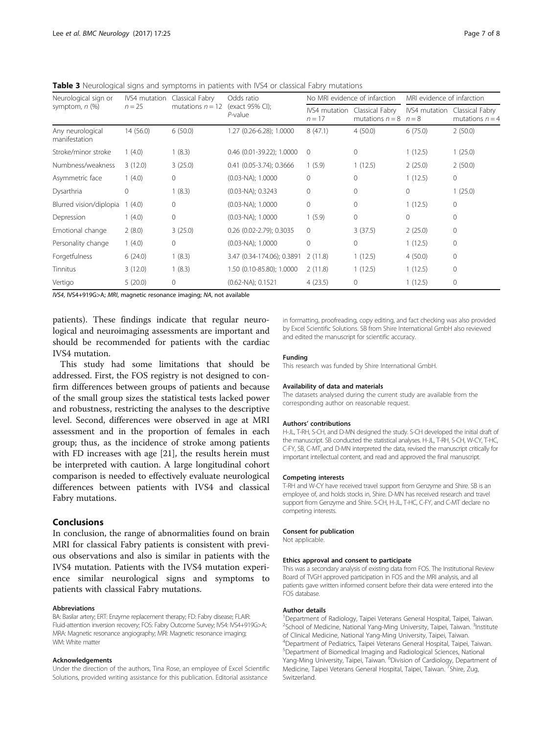**Table 3** Neurological signs and symptoms in patients with IVS4 or classical Fabry mutations

| Neurological sign or symptom, *n* (%) | IVS4 mutation $n = 25$ | Classical Fabry mutations $n = 12$ | Odds ratio (exact 95% CI); *P*-value | No MRI evidence of infarction | | MRI evidence of infarction | |
|---|---|---|---|---|---|---|---|
| | | | | IVS4 mutation $n = 17$ | Classical Fabry mutations $n = 8$ | IVS4 mutation $n = 8$ | Classical Fabry mutations $n = 4$ |
| Any neurological manifestation | 14 (56.0) | 6 (50.0) | 1.27 (0.26-6.28); 1.0000 | 8 (47.1) | 4 (50.0) | 6 (75.0) | 2 (50.0) |
| Stroke/minor stroke | 1 (4.0) | 1 (8.3) | 0.46 (0.01-39.22); 1.0000 | 0 | 0 | 1 (12.5) | 1 (25.0) |
| Numbness/weakness | 3 (12.0) | 3 (25.0) | 0.41 (0.05-3.74); 0.3666 | 1 (5.9) | 1 (12.5) | 2 (25.0) | 2 (50.0) |
| Asymmetric face | 1 (4.0) | 0 | (0.03-NA); 1.0000 | 0 | 0 | 1 (12.5) | 0 |
| Dysarthria | 0 | 1 (8.3) | (0.03-NA); 0.3243 | 0 | 0 | 0 | 1 (25.0) |
| Blurred vision/diplopia | 1 (4.0) | 0 | (0.03-NA); 1.0000 | 0 | 0 | 1 (12.5) | 0 |
| Depression | 1 (4.0) | 0 | (0.03-NA); 1.0000 | 1 (5.9) | 0 | 0 | 0 |
| Emotional change | 2 (8.0) | 3 (25.0) | 0.26 (0.02-2.79); 0.3035 | 0 | 3 (37.5) | 2 (25.0) | 0 |
| Personality change | 1 (4.0) | 0 | (0.03-NA); 1.0000 | 0 | 0 | 1 (12.5) | 0 |
| Forgetfulness | 6 (24.0) | 1 (8.3) | 3.47 (0.34-174.06); 0.3891 | 2 (11.8) | 1 (12.5) | 4 (50.0) | 0 |
| Tinnitus | 3 (12.0) | 1 (8.3) | 1.50 (0.10-85.80); 1.0000 | 2 (11.8) | 1 (12.5) | 1 (12.5) | 0 |
| Vertigo | 5 (20.0) | 0 | (0.62-NA); 0.1521 | 4 (23.5) | 0 | 1 (12.5) | 0 |

*IVS4*, IVS4+919G>A; *MRI*, magnetic resonance imaging; *NA*, not available

patients). These findings indicate that regular neurological and neuroimaging assessments are important and should be recommended for patients with the cardiac IVS4 mutation.

This study had some limitations that should be addressed. First, the FOS registry is not designed to confirm differences between groups of patients and because of the small group sizes the statistical tests lacked power and robustness, restricting the analyses to the descriptive level. Second, differences were observed in age at MRI assessment and in the proportion of females in each group; thus, as the incidence of stroke among patients with FD increases with age [21], the results herein must be interpreted with caution. A large longitudinal cohort comparison is needed to effectively evaluate neurological differences between patients with IVS4 and classical Fabry mutations.

## Conclusions

In conclusion, the range of abnormalities found on brain MRI for classical Fabry patients is consistent with previous observations and also is similar in patients with the IVS4 mutation. Patients with the IVS4 mutation experience similar neurological signs and symptoms to patients with classical Fabry mutations.

#### Abbreviations

BA: Basilar artery; ERT: Enzyme replacement therapy; FD: Fabry disease; FLAIR: Fluid-attention inversion recovery; FOS: Fabry Outcome Survey; IVS4: IVS4+919G>A; MRA: Magnetic resonance angiography; MRI: Magnetic resonance imaging; WM: White matter

#### Acknowledgements

Under the direction of the authors, Tina Rose, an employee of Excel Scientific Solutions, provided writing assistance for this publication. Editorial assistance in formatting, proofreading, copy editing, and fact checking was also provided by Excel Scientific Solutions. SB from Shire International GmbH also reviewed and edited the manuscript for scientific accuracy.

#### Funding

This research was funded by Shire International GmbH.

#### Availability of data and materials

The datasets analysed during the current study are available from the corresponding author on reasonable request.

#### Authors' contributions

H-JL, T-RH, S-CH, and D-MN designed the study. S-CH developed the initial draft of the manuscript. SB conducted the statistical analyses. H-JL, T-RH, S-CH, W-CY, T-HC, C-FY, SB, C-MT, and D-MN interpreted the data, revised the manuscript critically for important intellectual content, and read and approved the final manuscript.

#### Competing interests

T-RH and W-CY have received travel support from Genzyme and Shire. SB is an employee of, and holds stocks in, Shire. D-MN has received research and travel support from Genzyme and Shire. S-CH, H-JL, T-HC, C-FY, and C-MT declare no competing interests.

#### Consent for publication

Not applicable.

#### Ethics approval and consent to participate

This was a secondary analysis of existing data from FOS. The Institutional Review Board of TVGH approved participation in FOS and the MRI analysis, and all patients gave written informed consent before their data were entered into the FOS database.

#### Author details

[1]Department of Radiology, Taipei Veterans General Hospital, Taipei, Taiwan. [2]School of Medicine, National Yang-Ming University, Taipei, Taiwan. [3]Institute of Clinical Medicine, National Yang-Ming University, Taipei, Taiwan. [4]Department of Pediatrics, Taipei Veterans General Hospital, Taipei, Taiwan. [5]Department of Biomedical Imaging and Radiological Sciences, National Yang-Ming University, Taipei, Taiwan. [6]Division of Cardiology, Department of Medicine, Taipei Veterans General Hospital, Taipei, Taiwan. [7]Shire, Zug, Switzerland.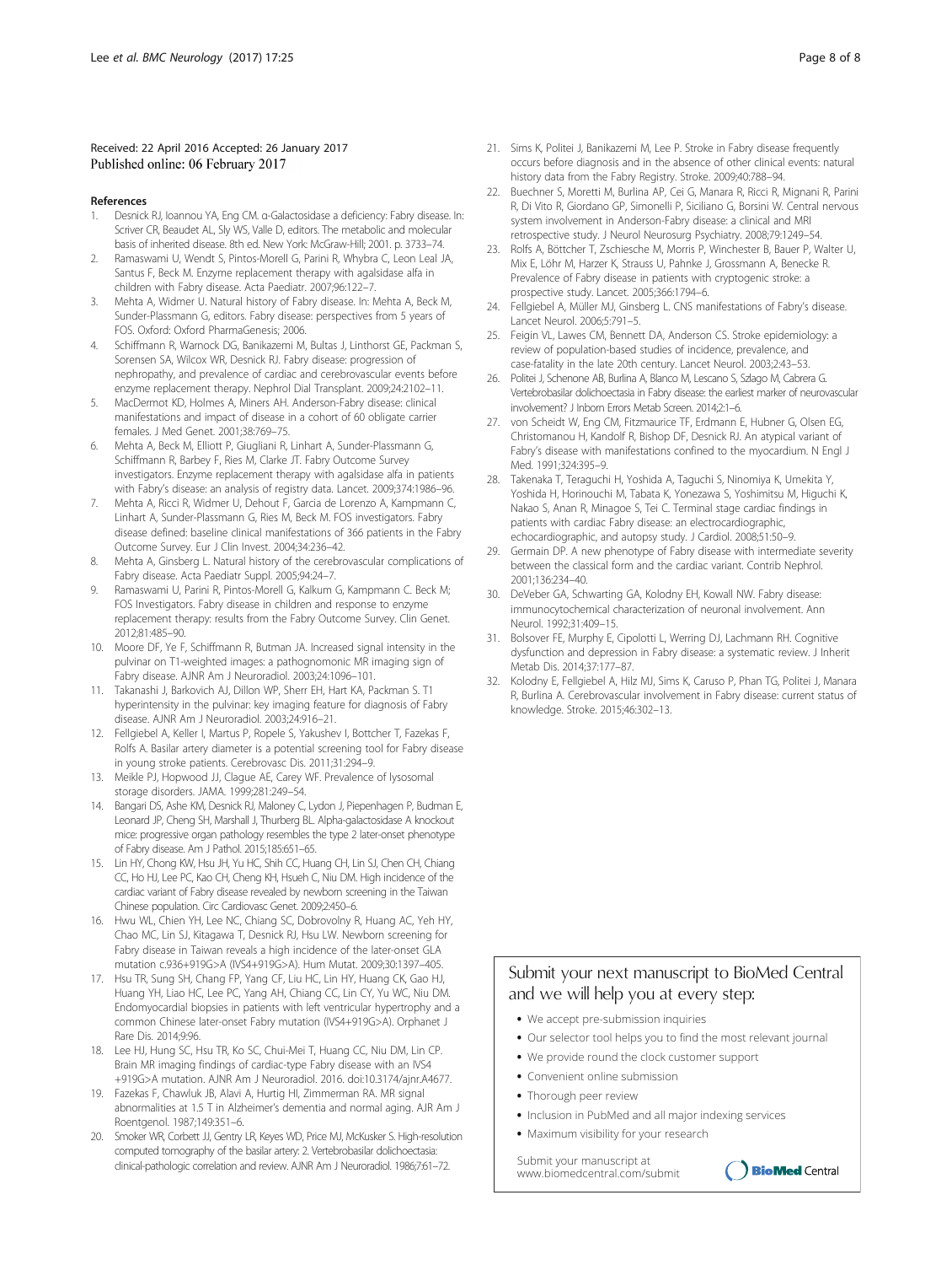Received: 22 April 2016 Accepted: 26 January 2017
Published online: 06 February 2017

## References

1. Desnick RJ, Ioannou YA, Eng CM. α-Galactosidase a deficiency: Fabry disease. In: Scriver CR, Beaudet AL, Sly WS, Valle D, editors. The metabolic and molecular basis of inherited disease. 8th ed. New York: McGraw-Hill; 2001. p. 3733–74.
2. Ramaswami U, Wendt S, Pintos-Morell G, Parini R, Whybra C, Leon Leal JA, Santus F, Beck M. Enzyme replacement therapy with agalsidase alfa in children with Fabry disease. Acta Paediatr. 2007;96:122–7.
3. Mehta A, Widmer U. Natural history of Fabry disease. In: Mehta A, Beck M, Sunder-Plassmann G, editors. Fabry disease: perspectives from 5 years of FOS. Oxford: Oxford PharmaGenesis; 2006.
4. Schiffmann R, Warnock DG, Banikazemi M, Bultas J, Linthorst GE, Packman S, Sorensen SA, Wilcox WR, Desnick RJ. Fabry disease: progression of nephropathy, and prevalence of cardiac and cerebrovascular events before enzyme replacement therapy. Nephrol Dial Transplant. 2009;24:2102–11.
5. MacDermot KD, Holmes A, Miners AH. Anderson-Fabry disease: clinical manifestations and impact of disease in a cohort of 60 obligate carrier females. J Med Genet. 2001;38:769–75.
6. Mehta A, Beck M, Elliott P, Giugliani R, Linhart A, Sunder-Plassmann G, Schiffmann R, Barbey F, Ries M, Clarke JT. Fabry Outcome Survey investigators. Enzyme replacement therapy with agalsidase alfa in patients with Fabry's disease: an analysis of registry data. Lancet. 2009;374:1986–96.
7. Mehta A, Ricci R, Widmer U, Dehout F, Garcia de Lorenzo A, Kampmann C, Linhart A, Sunder-Plassmann G, Ries M, Beck M. FOS investigators. Fabry disease defined: baseline clinical manifestations of 366 patients in the Fabry Outcome Survey. Eur J Clin Invest. 2004;34:236–42.
8. Mehta A, Ginsberg L. Natural history of the cerebrovascular complications of Fabry disease. Acta Paediatr Suppl. 2005;94:24–7.
9. Ramaswami U, Parini R, Pintos-Morell G, Kalkum G, Kampmann C. Beck M; FOS Investigators. Fabry disease in children and response to enzyme replacement therapy: results from the Fabry Outcome Survey. Clin Genet. 2012;81:485–90.
10. Moore DF, Ye F, Schiffmann R, Butman JA. Increased signal intensity in the pulvinar on T1-weighted images: a pathognomonic MR imaging sign of Fabry disease. AJNR Am J Neuroradiol. 2003;24:1096–101.
11. Takanashi J, Barkovich AJ, Dillon WP, Sherr EH, Hart KA, Packman S. T1 hyperintensity in the pulvinar: key imaging feature for diagnosis of Fabry disease. AJNR Am J Neuroradiol. 2003;24:916–21.
12. Fellgiebel A, Keller I, Martus P, Ropele S, Yakushev I, Bottcher T, Fazekas F, Rolfs A. Basilar artery diameter is a potential screening tool for Fabry disease in young stroke patients. Cerebrovasc Dis. 2011;31:294–9.
13. Meikle PJ, Hopwood JJ, Clague AE, Carey WF. Prevalence of lysosomal storage disorders. JAMA. 1999;281:249–54.
14. Bangari DS, Ashe KM, Desnick RJ, Maloney C, Lydon J, Piepenhagen P, Budman E, Leonard JP, Cheng SH, Marshall J, Thurberg BL. Alpha-galactosidase A knockout mice: progressive organ pathology resembles the type 2 later-onset phenotype of Fabry disease. Am J Pathol. 2015;185:651–65.
15. Lin HY, Chong KW, Hsu JH, Yu HC, Shih CC, Huang CH, Lin SJ, Chen CH, Chiang CC, Ho HJ, Lee PC, Kao CH, Cheng KH, Hsueh C, Niu DM. High incidence of the cardiac variant of Fabry disease revealed by newborn screening in the Taiwan Chinese population. Circ Cardiovasc Genet. 2009;2:450–6.
16. Hwu WL, Chien YH, Lee NC, Chiang SC, Dobrovolny R, Huang AC, Yeh HY, Chao MC, Lin SJ, Kitagawa T, Desnick RJ, Hsu LW. Newborn screening for Fabry disease in Taiwan reveals a high incidence of the later-onset GLA mutation c.936+919G>A (IVS4+919G>A). Hum Mutat. 2009;30:1397–405.
17. Hsu TR, Sung SH, Chang FP, Yang CF, Liu HC, Lin HY, Huang CK, Gao HJ, Huang YH, Liao HC, Lee PC, Yang AH, Chiang CC, Lin CY, Yu WC, Niu DM. Endomyocardial biopsies in patients with left ventricular hypertrophy and a common Chinese later-onset Fabry mutation (IVS4+919G>A). Orphanet J Rare Dis. 2014;9:96.
18. Lee HJ, Hung SC, Hsu TR, Ko SC, Chui-Mei T, Huang CC, Niu DM, Lin CP. Brain MR imaging findings of cardiac-type Fabry disease with an IVS4 +919G>A mutation. AJNR Am J Neuroradiol. 2016. doi:10.3174/ajnr.A4677.
19. Fazekas F, Chawluk JB, Alavi A, Hurtig HI, Zimmerman RA. MR signal abnormalities at 1.5 T in Alzheimer's dementia and normal aging. AJR Am J Roentgenol. 1987;149:351–6.
20. Smoker WR, Corbett JJ, Gentry LR, Keyes WD, Price MJ, McKusker S. High-resolution computed tomography of the basilar artery: 2. Vertebrobasilar dolichoectasia: clinical-pathologic correlation and review. AJNR Am J Neuroradiol. 1986;7:61–72.
21. Sims K, Politei J, Banikazemi M, Lee P. Stroke in Fabry disease frequently occurs before diagnosis and in the absence of other clinical events: natural history data from the Fabry Registry. Stroke. 2009;40:788–94.
22. Buechner S, Moretti M, Burlina AP, Cei G, Manara R, Ricci R, Mignani R, Parini R, Di Vito R, Giordano GP, Simonelli P, Siciliano G, Borsini W. Central nervous system involvement in Anderson-Fabry disease: a clinical and MRI retrospective study. J Neurol Neurosurg Psychiatry. 2008;79:1249–54.
23. Rolfs A, Böttcher T, Zschiesche M, Morris P, Winchester B, Bauer P, Walter U, Mix E, Löhr M, Harzer K, Strauss U, Pahnke J, Grossmann A, Benecke R. Prevalence of Fabry disease in patients with cryptogenic stroke: a prospective study. Lancet. 2005;366:1794–6.
24. Fellgiebel A, Müller MJ, Ginsberg L. CNS manifestations of Fabry's disease. Lancet Neurol. 2006;5:791–5.
25. Feigin VL, Lawes CM, Bennett DA, Anderson CS. Stroke epidemiology: a review of population-based studies of incidence, prevalence, and case-fatality in the late 20th century. Lancet Neurol. 2003;2:43–53.
26. Politei J, Schenone AB, Burlina A, Blanco M, Lescano S, Szlago M, Cabrera G. Vertebrobasilar dolichoectasia in Fabry disease: the earliest marker of neurovascular involvement? J Inborn Errors Metab Screen. 2014;2:1–6.
27. von Scheidt W, Eng CM, Fitzmaurice TF, Erdmann E, Hubner G, Olsen EG, Christomanou H, Kandolf R, Bishop DF, Desnick RJ. An atypical variant of Fabry's disease with manifestations confined to the myocardium. N Engl J Med. 1991;324:395–9.
28. Takenaka T, Teraguchi H, Yoshida A, Taguchi S, Ninomiya K, Umekita Y, Yoshida H, Horinouchi M, Tabata K, Yonezawa S, Yoshimitsu M, Higuchi K, Nakao S, Anan R, Minagoe S, Tei C. Terminal stage cardiac findings in patients with cardiac Fabry disease: an electrocardiographic, echocardiographic, and autopsy study. J Cardiol. 2008;51:50–9.
29. Germain DP. A new phenotype of Fabry disease with intermediate severity between the classical form and the cardiac variant. Contrib Nephrol. 2001;136:234–40.
30. DeVeber GA, Schwarting GA, Kolodny EH, Kowall NW. Fabry disease: immunocytochemical characterization of neuronal involvement. Ann Neurol. 1992;31:409–15.
31. Bolsover FE, Murphy E, Cipolotti L, Werring DJ, Lachmann RH. Cognitive dysfunction and depression in Fabry disease: a systematic review. J Inherit Metab Dis. 2014;37:177–87.
32. Kolodny E, Fellgiebel A, Hilz MJ, Sims K, Caruso P, Phan TG, Politei J, Manara R, Burlina A. Cerebrovascular involvement in Fabry disease: current status of knowledge. Stroke. 2015;46:302–13.

Submit your next manuscript to BioMed Central and we will help you at every step:

- We accept pre-submission inquiries
- Our selector tool helps you to find the most relevant journal
- We provide round the clock customer support
- Convenient online submission
- Thorough peer review
- Inclusion in PubMed and all major indexing services
- Maximum visibility for your research

Submit your manuscript at
www.biomedcentral.com/submit

BioMed Central